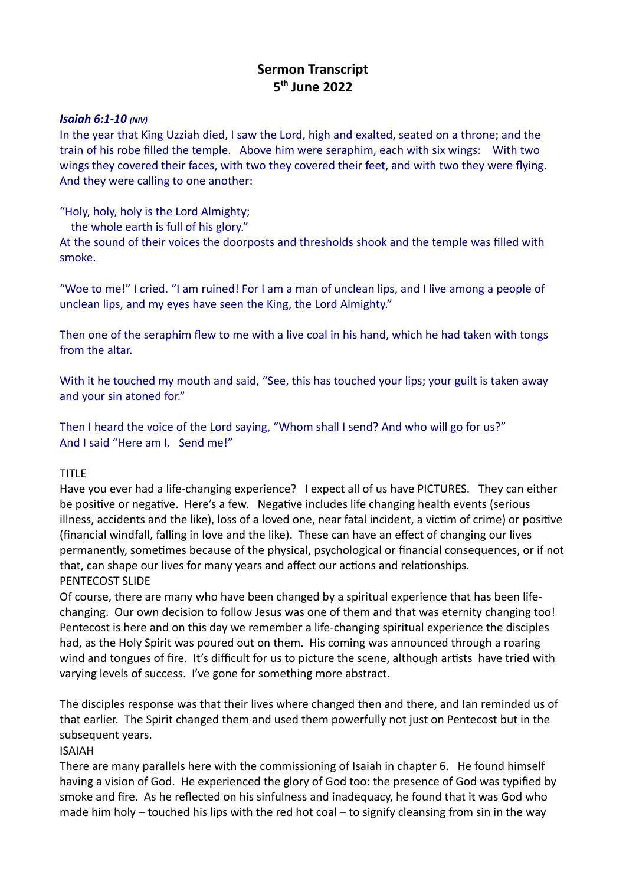# Sermon Transcript
## 5th June 2022

***Isaiah 6:1-10*** *(NIV)*

In the year that King Uzziah died, I saw the Lord, high and exalted, seated on a throne; and the train of his robe filled the temple. Above him were seraphim, each with six wings: With two wings they covered their faces, with two they covered their feet, and with two they were flying. And they were calling to one another:

"Holy, holy, holy is the Lord Almighty;
the whole earth is full of his glory."
At the sound of their voices the doorposts and thresholds shook and the temple was filled with smoke.

"Woe to me!" I cried. "I am ruined! For I am a man of unclean lips, and I live among a people of unclean lips, and my eyes have seen the King, the Lord Almighty."

Then one of the seraphim flew to me with a live coal in his hand, which he had taken with tongs from the altar.

With it he touched my mouth and said, "See, this has touched your lips; your guilt is taken away and your sin atoned for."

Then I heard the voice of the Lord saying, "Whom shall I send? And who will go for us?"
And I said "Here am I. Send me!"

TITLE
Have you ever had a life-changing experience? I expect all of us have PICTURES. They can either be positive or negative. Here's a few. Negative includes life changing health events (serious illness, accidents and the like), loss of a loved one, near fatal incident, a victim of crime) or positive (financial windfall, falling in love and the like). These can have an effect of changing our lives permanently, sometimes because of the physical, psychological or financial consequences, or if not that, can shape our lives for many years and affect our actions and relationships.
PENTECOST SLIDE
Of course, there are many who have been changed by a spiritual experience that has been life-changing. Our own decision to follow Jesus was one of them and that was eternity changing too! Pentecost is here and on this day we remember a life-changing spiritual experience the disciples had, as the Holy Spirit was poured out on them. His coming was announced through a roaring wind and tongues of fire. It's difficult for us to picture the scene, although artists have tried with varying levels of success. I've gone for something more abstract.

The disciples response was that their lives where changed then and there, and Ian reminded us of that earlier. The Spirit changed them and used them powerfully not just on Pentecost but in the subsequent years.
ISAIAH
There are many parallels here with the commissioning of Isaiah in chapter 6. He found himself having a vision of God. He experienced the glory of God too: the presence of God was typified by smoke and fire. As he reflected on his sinfulness and inadequacy, he found that it was God who made him holy – touched his lips with the red hot coal – to signify cleansing from sin in the way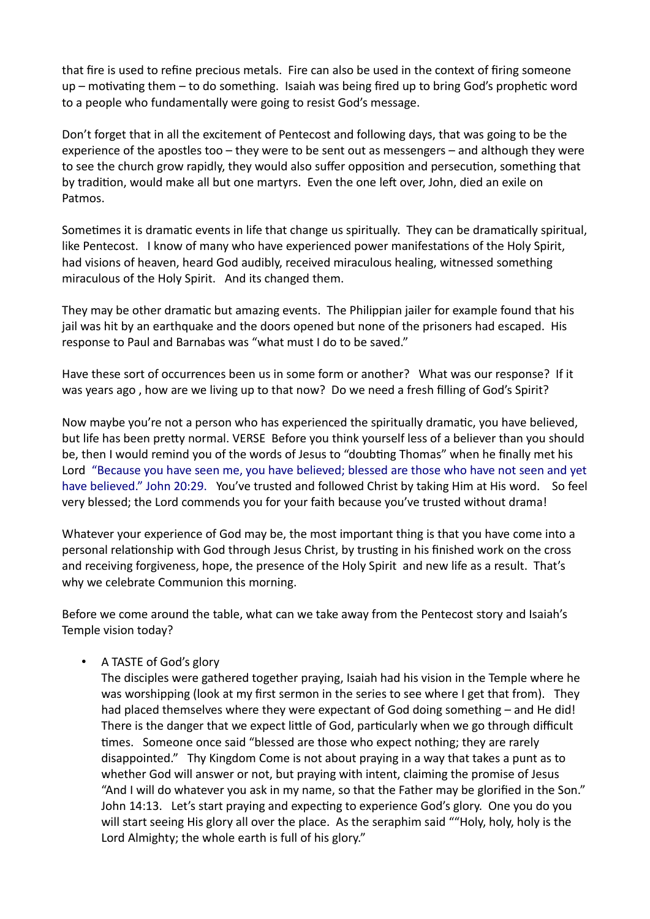that fire is used to refine precious metals. Fire can also be used in the context of firing someone up – motivating them – to do something. Isaiah was being fired up to bring God's prophetic word to a people who fundamentally were going to resist God's message.

Don't forget that in all the excitement of Pentecost and following days, that was going to be the experience of the apostles too – they were to be sent out as messengers – and although they were to see the church grow rapidly, they would also suffer opposition and persecution, something that by tradition, would make all but one martyrs. Even the one left over, John, died an exile on Patmos.

Sometimes it is dramatic events in life that change us spiritually. They can be dramatically spiritual, like Pentecost. I know of many who have experienced power manifestations of the Holy Spirit, had visions of heaven, heard God audibly, received miraculous healing, witnessed something miraculous of the Holy Spirit. And its changed them.

They may be other dramatic but amazing events. The Philippian jailer for example found that his jail was hit by an earthquake and the doors opened but none of the prisoners had escaped. His response to Paul and Barnabas was "what must I do to be saved."

Have these sort of occurrences been us in some form or another? What was our response? If it was years ago , how are we living up to that now? Do we need a fresh filling of God's Spirit?

Now maybe you're not a person who has experienced the spiritually dramatic, you have believed, but life has been pretty normal. VERSE Before you think yourself less of a believer than you should be, then I would remind you of the words of Jesus to "doubting Thomas" when he finally met his Lord "Because you have seen me, you have believed; blessed are those who have not seen and yet have believed." John 20:29. You've trusted and followed Christ by taking Him at His word. So feel very blessed; the Lord commends you for your faith because you've trusted without drama!

Whatever your experience of God may be, the most important thing is that you have come into a personal relationship with God through Jesus Christ, by trusting in his finished work on the cross and receiving forgiveness, hope, the presence of the Holy Spirit and new life as a result. That's why we celebrate Communion this morning.

Before we come around the table, what can we take away from the Pentecost story and Isaiah's Temple vision today?

- A TASTE of God's glory
  The disciples were gathered together praying, Isaiah had his vision in the Temple where he was worshipping (look at my first sermon in the series to see where I get that from). They had placed themselves where they were expectant of God doing something – and He did! There is the danger that we expect little of God, particularly when we go through difficult times. Someone once said "blessed are those who expect nothing; they are rarely disappointed." Thy Kingdom Come is not about praying in a way that takes a punt as to whether God will answer or not, but praying with intent, claiming the promise of Jesus "And I will do whatever you ask in my name, so that the Father may be glorified in the Son." John 14:13. Let's start praying and expecting to experience God's glory. One you do you will start seeing His glory all over the place. As the seraphim said ""Holy, holy, holy is the Lord Almighty; the whole earth is full of his glory."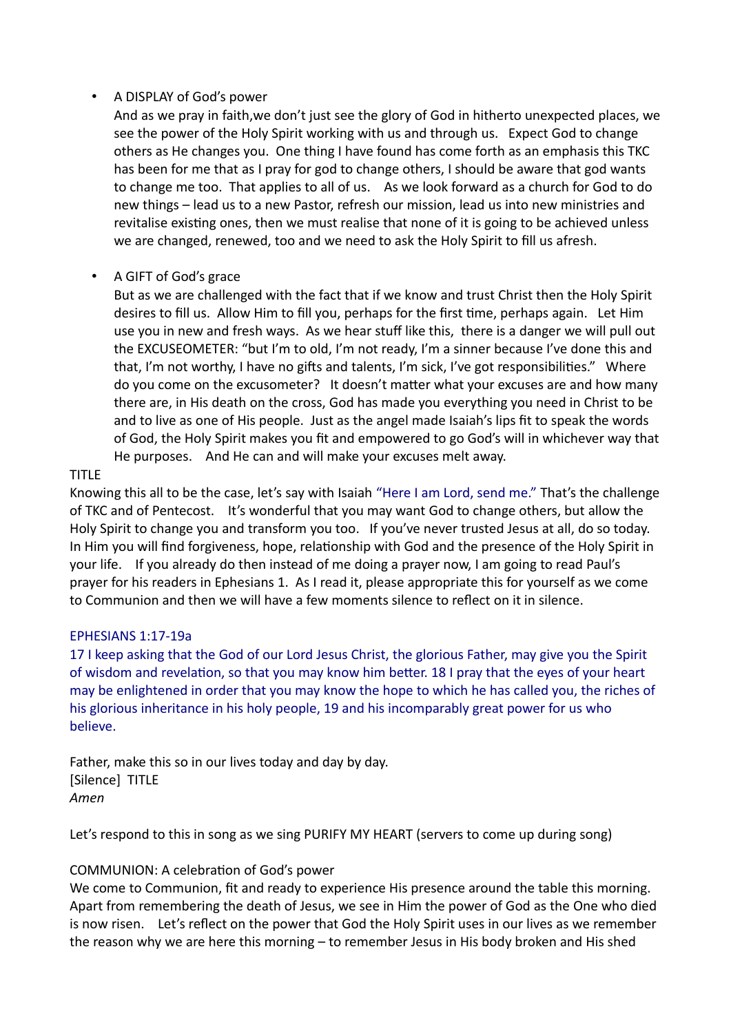- A DISPLAY of God's power
  And as we pray in faith,we don't just see the glory of God in hitherto unexpected places, we see the power of the Holy Spirit working with us and through us. Expect God to change others as He changes you. One thing I have found has come forth as an emphasis this TKC has been for me that as I pray for god to change others, I should be aware that god wants to change me too. That applies to all of us. As we look forward as a church for God to do new things – lead us to a new Pastor, refresh our mission, lead us into new ministries and revitalise existing ones, then we must realise that none of it is going to be achieved unless we are changed, renewed, too and we need to ask the Holy Spirit to fill us afresh.

- A GIFT of God's grace
  But as we are challenged with the fact that if we know and trust Christ then the Holy Spirit desires to fill us. Allow Him to fill you, perhaps for the first time, perhaps again. Let Him use you in new and fresh ways. As we hear stuff like this, there is a danger we will pull out the EXCUSEOMETER: "but I'm to old, I'm not ready, I'm a sinner because I've done this and that, I'm not worthy, I have no gifts and talents, I'm sick, I've got responsibilities." Where do you come on the excusometer? It doesn't matter what your excuses are and how many there are, in His death on the cross, God has made you everything you need in Christ to be and to live as one of His people. Just as the angel made Isaiah's lips fit to speak the words of God, the Holy Spirit makes you fit and empowered to go God's will in whichever way that He purposes. And He can and will make your excuses melt away.

TITLE
Knowing this all to be the case, let's say with Isaiah "Here I am Lord, send me." That's the challenge of TKC and of Pentecost. It's wonderful that you may want God to change others, but allow the Holy Spirit to change you and transform you too. If you've never trusted Jesus at all, do so today. In Him you will find forgiveness, hope, relationship with God and the presence of the Holy Spirit in your life. If you already do then instead of me doing a prayer now, I am going to read Paul's prayer for his readers in Ephesians 1. As I read it, please appropriate this for yourself as we come to Communion and then we will have a few moments silence to reflect on it in silence.

EPHESIANS 1:17-19a
17 I keep asking that the God of our Lord Jesus Christ, the glorious Father, may give you the Spirit of wisdom and revelation, so that you may know him better. 18 I pray that the eyes of your heart may be enlightened in order that you may know the hope to which he has called you, the riches of his glorious inheritance in his holy people, 19 and his incomparably great power for us who believe.

Father, make this so in our lives today and day by day.
[Silence] TITLE
*Amen*

Let's respond to this in song as we sing PURIFY MY HEART (servers to come up during song)

COMMUNION: A celebration of God's power
We come to Communion, fit and ready to experience His presence around the table this morning. Apart from remembering the death of Jesus, we see in Him the power of God as the One who died is now risen. Let's reflect on the power that God the Holy Spirit uses in our lives as we remember the reason why we are here this morning – to remember Jesus in His body broken and His shed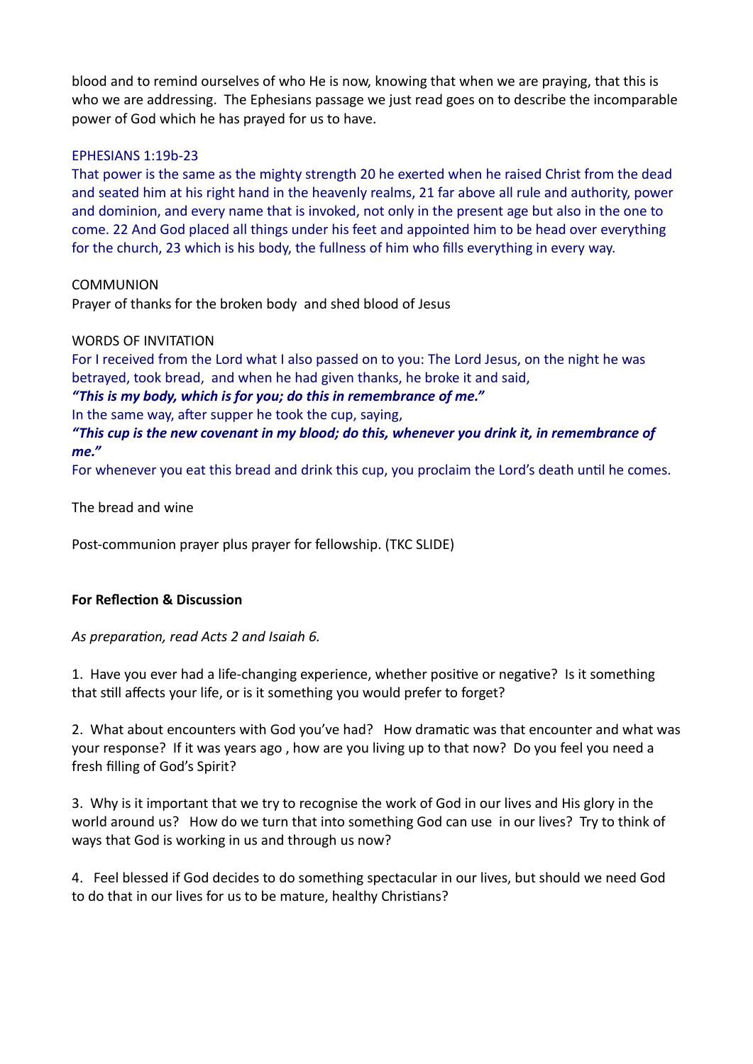blood and to remind ourselves of who He is now, knowing that when we are praying, that this is who we are addressing. The Ephesians passage we just read goes on to describe the incomparable power of God which he has prayed for us to have.

EPHESIANS 1:19b-23
That power is the same as the mighty strength 20 he exerted when he raised Christ from the dead and seated him at his right hand in the heavenly realms, 21 far above all rule and authority, power and dominion, and every name that is invoked, not only in the present age but also in the one to come. 22 And God placed all things under his feet and appointed him to be head over everything for the church, 23 which is his body, the fullness of him who fills everything in every way.

COMMUNION
Prayer of thanks for the broken body and shed blood of Jesus

WORDS OF INVITATION
For I received from the Lord what I also passed on to you: The Lord Jesus, on the night he was betrayed, took bread, and when he had given thanks, he broke it and said,
***"This is my body, which is for you; do this in remembrance of me."***
In the same way, after supper he took the cup, saying,
***"This cup is the new covenant in my blood; do this, whenever you drink it, in remembrance of me."***
For whenever you eat this bread and drink this cup, you proclaim the Lord's death until he comes.

The bread and wine

Post-communion prayer plus prayer for fellowship. (TKC SLIDE)

**For Reflection & Discussion**

*As preparation, read Acts 2 and Isaiah 6.*

1. Have you ever had a life-changing experience, whether positive or negative? Is it something that still affects your life, or is it something you would prefer to forget?

2. What about encounters with God you've had? How dramatic was that encounter and what was your response? If it was years ago , how are you living up to that now? Do you feel you need a fresh filling of God's Spirit?

3. Why is it important that we try to recognise the work of God in our lives and His glory in the world around us? How do we turn that into something God can use in our lives? Try to think of ways that God is working in us and through us now?

4. Feel blessed if God decides to do something spectacular in our lives, but should we need God to do that in our lives for us to be mature, healthy Christians?